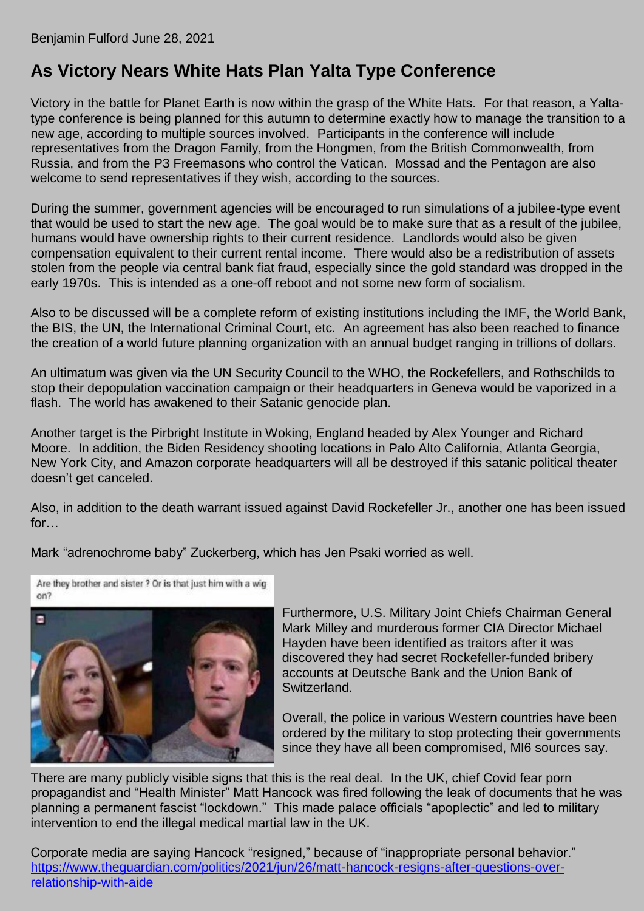Benjamin Fulford June 28, 2021

# As Victory Nears White Hats Plan Yalta Type Conference

Victory in the battle for Planet Earth is now within the grasp of the White Hats. For that reason, a Yalta-type conference is being planned for this autumn to determine exactly how to manage the transition to a new age, according to multiple sources involved. Participants in the conference will include representatives from the Dragon Family, from the Hongmen, from the British Commonwealth, from Russia, and from the P3 Freemasons who control the Vatican. Mossad and the Pentagon are also welcome to send representatives if they wish, according to the sources.

During the summer, government agencies will be encouraged to run simulations of a jubilee-type event that would be used to start the new age. The goal would be to make sure that as a result of the jubilee, humans would have ownership rights to their current residence. Landlords would also be given compensation equivalent to their current rental income. There would also be a redistribution of assets stolen from the people via central bank fiat fraud, especially since the gold standard was dropped in the early 1970s. This is intended as a one-off reboot and not some new form of socialism.

Also to be discussed will be a complete reform of existing institutions including the IMF, the World Bank, the BIS, the UN, the International Criminal Court, etc. An agreement has also been reached to finance the creation of a world future planning organization with an annual budget ranging in trillions of dollars.

An ultimatum was given via the UN Security Council to the WHO, the Rockefellers, and Rothschilds to stop their depopulation vaccination campaign or their headquarters in Geneva would be vaporized in a flash. The world has awakened to their Satanic genocide plan.

Another target is the Pirbright Institute in Woking, England headed by Alex Younger and Richard Moore. In addition, the Biden Residency shooting locations in Palo Alto California, Atlanta Georgia, New York City, and Amazon corporate headquarters will all be destroyed if this satanic political theater doesn't get canceled.

Also, in addition to the death warrant issued against David Rockefeller Jr., another one has been issued for…

Mark "adrenochrome baby" Zuckerberg, which has Jen Psaki worried as well.

Are they brother and sister ? Or is that just him with a wig on?

Furthermore, U.S. Military Joint Chiefs Chairman General Mark Milley and murderous former CIA Director Michael Hayden have been identified as traitors after it was discovered they had secret Rockefeller-funded bribery accounts at Deutsche Bank and the Union Bank of Switzerland.

Overall, the police in various Western countries have been ordered by the military to stop protecting their governments since they have all been compromised, MI6 sources say.

There are many publicly visible signs that this is the real deal. In the UK, chief Covid fear porn propagandist and "Health Minister" Matt Hancock was fired following the leak of documents that he was planning a permanent fascist "lockdown." This made palace officials "apoplectic" and led to military intervention to end the illegal medical martial law in the UK.

Corporate media are saying Hancock "resigned," because of "inappropriate personal behavior."
[https://www.theguardian.com/politics/2021/jun/26/matt-hancock-resigns-after-questions-over-relationship-with-aide](https://www.theguardian.com/politics/2021/jun/26/matt-hancock-resigns-after-questions-over-relationship-with-aide)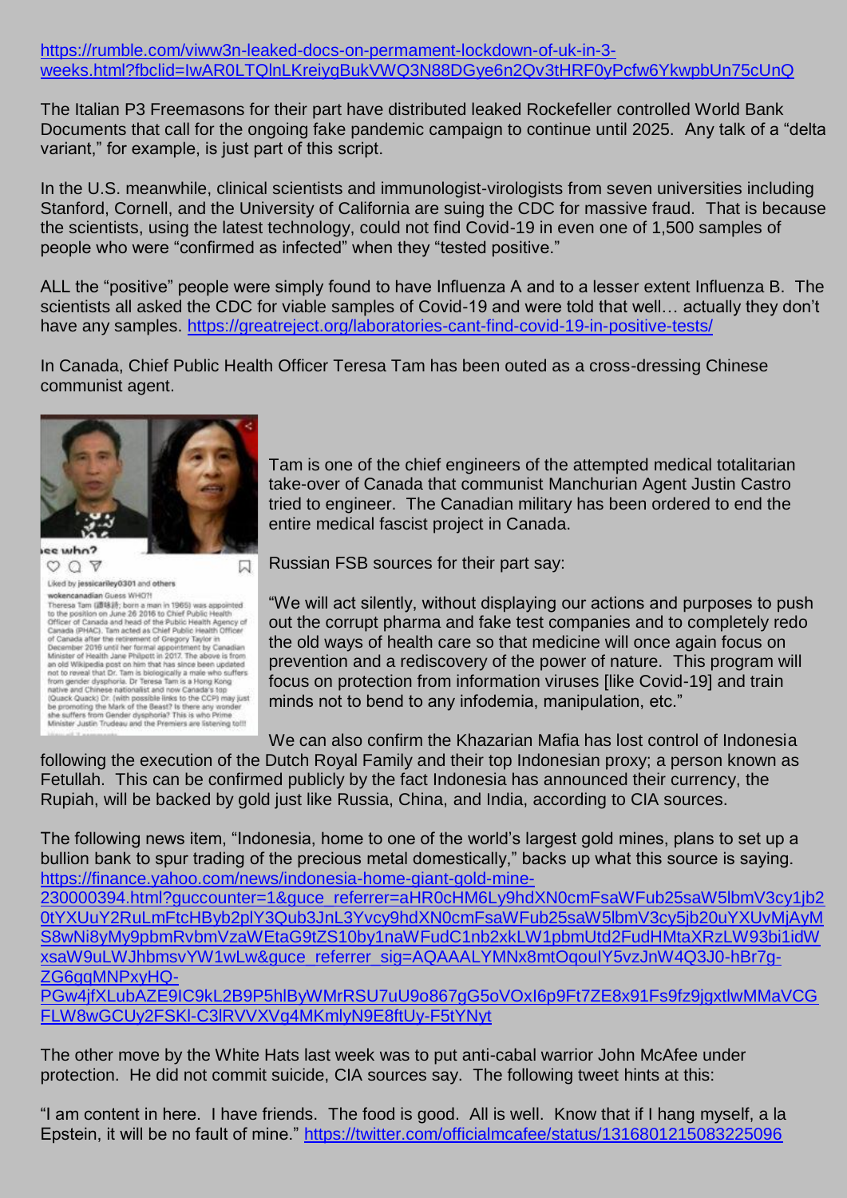https://rumble.com/viww3n-leaked-docs-on-permament-lockdown-of-uk-in-3-weeks.html?fbclid=IwAR0LTQlnLKreiygBukVWQ3N88DGye6n2Qv3tHRF0yPcfw6YkwpbUn75cUnQ

The Italian P3 Freemasons for their part have distributed leaked Rockefeller controlled World Bank Documents that call for the ongoing fake pandemic campaign to continue until 2025. Any talk of a "delta variant," for example, is just part of this script.

In the U.S. meanwhile, clinical scientists and immunologist-virologists from seven universities including Stanford, Cornell, and the University of California are suing the CDC for massive fraud. That is because the scientists, using the latest technology, could not find Covid-19 in even one of 1,500 samples of people who were "confirmed as infected" when they "tested positive."

ALL the "positive" people were simply found to have Influenza A and to a lesser extent Influenza B. The scientists all asked the CDC for viable samples of Covid-19 and were told that well… actually they don't have any samples. https://greatreject.org/laboratories-cant-find-covid-19-in-positive-tests/

In Canada, Chief Public Health Officer Teresa Tam has been outed as a cross-dressing Chinese communist agent.

Tam is one of the chief engineers of the attempted medical totalitarian take-over of Canada that communist Manchurian Agent Justin Castro tried to engineer. The Canadian military has been ordered to end the entire medical fascist project in Canada.

Russian FSB sources for their part say:

"We will act silently, without displaying our actions and purposes to push out the corrupt pharma and fake test companies and to completely redo the old ways of health care so that medicine will once again focus on prevention and a rediscovery of the power of nature. This program will focus on protection from information viruses [like Covid-19] and train minds not to bend to any infodemia, manipulation, etc."

We can also confirm the Khazarian Mafia has lost control of Indonesia following the execution of the Dutch Royal Family and their top Indonesian proxy; a person known as Fetullah. This can be confirmed publicly by the fact Indonesia has announced their currency, the Rupiah, will be backed by gold just like Russia, China, and India, according to CIA sources.

The following news item, "Indonesia, home to one of the world's largest gold mines, plans to set up a bullion bank to spur trading of the precious metal domestically," backs up what this source is saying. https://finance.yahoo.com/news/indonesia-home-giant-gold-mine-230000394.html?guccounter=1&guce_referrer=aHR0cHM6Ly9hdXN0cmFsaWFub25saW5lbmV3cy5jb20tYXUuY2RuLmFtcHByb2plY3Qub3JnL3Yvcy9hdXN0cmFsaWFub25saW5lbmV3cy5jb20uYXUvMjAyMS8wNi8yMy9pbmRvbmVzaWEtaG9tZS10by1naWFudC1nb2xkLW1pbmUtd2FudHMtaXRzLW93bi1idWxsaW9uLWJhbmsvYW1wLw&guce_referrer_sig=AQAAALYMNx8mtOqoulY5vzJnW4Q3J0-hBr7g-ZG6qqMNPxyHQ-PGw4jfXLubAZE9IC9kL2B9P5hlByWMrRSU7uU9o867gG5oVOxI6p9Ft7ZE8x91Fs9fz9jgxtlwMMaVCGFLW8wGCUy2FSKl-C3lRVVXVg4MKmlyN9E8ftUy-F5tYNyt

The other move by the White Hats last week was to put anti-cabal warrior John McAfee under protection. He did not commit suicide, CIA sources say. The following tweet hints at this:

"I am content in here. I have friends. The food is good. All is well. Know that if I hang myself, a la Epstein, it will be no fault of mine." https://twitter.com/officialmcafee/status/1316801215083225096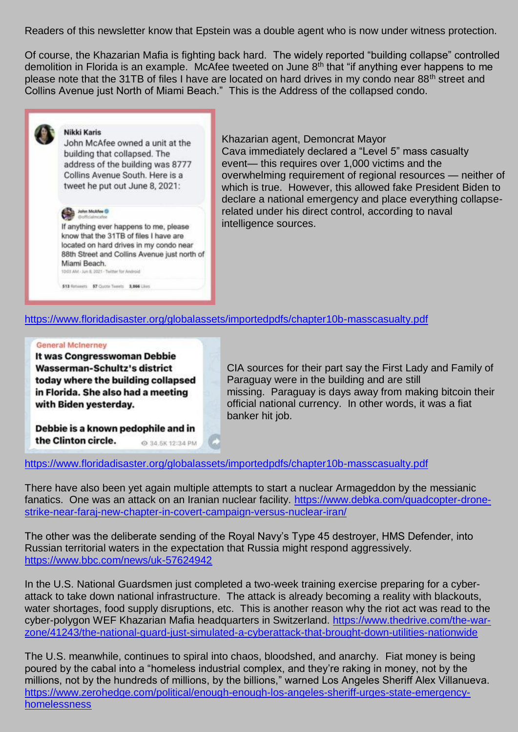Readers of this newsletter know that Epstein was a double agent who is now under witness protection.

Of course, the Khazarian Mafia is fighting back hard. The widely reported "building collapse" controlled demolition in Florida is an example. McAfee tweeted on June 8th that "if anything ever happens to me please note that the 31TB of files I have are located on hard drives in my condo near 88th street and Collins Avenue just North of Miami Beach." This is the Address of the collapsed condo.

**Nikki Karis**
John McAfee owned a unit at the building that collapsed. The address of the building was 8777 Collins Avenue South. Here is a tweet he put out June 8, 2021:

> **John McAfee** @officialmcafee
> If anything ever happens to me, please know that the 31TB of files I have are located on hard drives in my condo near 88th Street and Collins Avenue just north of Miami Beach.
> 10:03 AM · Jun 8, 2021 · Twitter for Android
> 513 Retweets 57 Quote Tweets 3,866 Likes

Khazarian agent, Demoncrat Mayor Cava immediately declared a "Level 5" mass casualty event— this requires over 1,000 victims and the overwhelming requirement of regional resources — neither of which is true. However, this allowed fake President Biden to declare a national emergency and place everything collapse-related under his direct control, according to naval intelligence sources.

https://www.floridadisaster.org/globalassets/importedpdfs/chapter10b-masscasualty.pdf

**General McInerney**
**It was Congresswoman Debbie Wasserman-Schultz's district today where the building collapsed in Florida. She also had a meeting with Biden yesterday.**

**Debbie is a known pedophile and in the Clinton circle.**
34.5K 12:34 PM

CIA sources for their part say the First Lady and Family of Paraguay were in the building and are still missing. Paraguay is days away from making bitcoin their official national currency. In other words, it was a fiat banker hit job.

https://www.floridadisaster.org/globalassets/importedpdfs/chapter10b-masscasualty.pdf

There have also been yet again multiple attempts to start a nuclear Armageddon by the messianic fanatics. One was an attack on an Iranian nuclear facility. https://www.debka.com/quadcopter-drone-strike-near-faraj-new-chapter-in-covert-campaign-versus-nuclear-iran/

The other was the deliberate sending of the Royal Navy's Type 45 destroyer, HMS Defender, into Russian territorial waters in the expectation that Russia might respond aggressively. https://www.bbc.com/news/uk-57624942

In the U.S. National Guardsmen just completed a two-week training exercise preparing for a cyber-attack to take down national infrastructure. The attack is already becoming a reality with blackouts, water shortages, food supply disruptions, etc. This is another reason why the riot act was read to the cyber-polygon WEF Khazarian Mafia headquarters in Switzerland. https://www.thedrive.com/the-war-zone/41243/the-national-guard-just-simulated-a-cyberattack-that-brought-down-utilities-nationwide

The U.S. meanwhile, continues to spiral into chaos, bloodshed, and anarchy. Fiat money is being poured by the cabal into a "homeless industrial complex, and they're raking in money, not by the millions, not by the hundreds of millions, by the billions," warned Los Angeles Sheriff Alex Villanueva. https://www.zerohedge.com/political/enough-enough-los-angeles-sheriff-urges-state-emergency-homelessness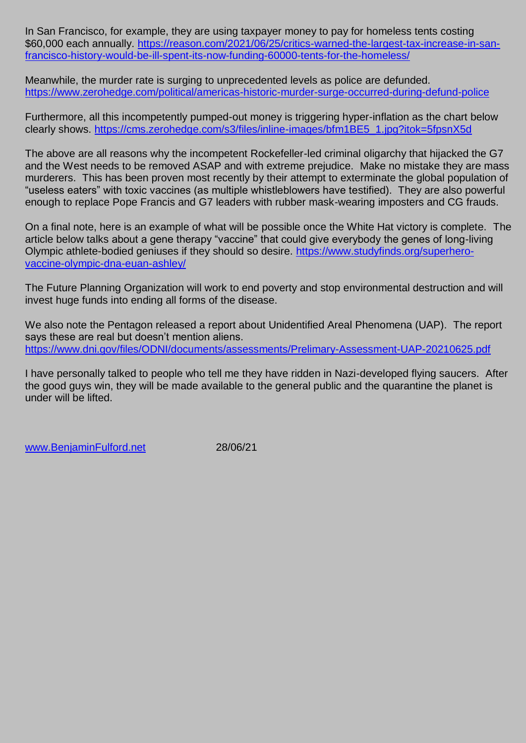In San Francisco, for example, they are using taxpayer money to pay for homeless tents costing $60,000 each annually. [https://reason.com/2021/06/25/critics-warned-the-largest-tax-increase-in-san-francisco-history-would-be-ill-spent-its-now-funding-60000-tents-for-the-homeless/](https://reason.com/2021/06/25/critics-warned-the-largest-tax-increase-in-san-francisco-history-would-be-ill-spent-its-now-funding-60000-tents-for-the-homeless/)

Meanwhile, the murder rate is surging to unprecedented levels as police are defunded. [https://www.zerohedge.com/political/americas-historic-murder-surge-occurred-during-defund-police](https://www.zerohedge.com/political/americas-historic-murder-surge-occurred-during-defund-police)

Furthermore, all this incompetently pumped-out money is triggering hyper-inflation as the chart below clearly shows. [https://cms.zerohedge.com/s3/files/inline-images/bfm1BE5_1.jpg?itok=5fpsnX5d](https://cms.zerohedge.com/s3/files/inline-images/bfm1BE5_1.jpg?itok=5fpsnX5d)

The above are all reasons why the incompetent Rockefeller-led criminal oligarchy that hijacked the G7 and the West needs to be removed ASAP and with extreme prejudice. Make no mistake they are mass murderers. This has been proven most recently by their attempt to exterminate the global population of "useless eaters" with toxic vaccines (as multiple whistleblowers have testified). They are also powerful enough to replace Pope Francis and G7 leaders with rubber mask-wearing imposters and CG frauds.

On a final note, here is an example of what will be possible once the White Hat victory is complete. The article below talks about a gene therapy "vaccine" that could give everybody the genes of long-living Olympic athlete-bodied geniuses if they should so desire. [https://www.studyfinds.org/superhero-vaccine-olympic-dna-euan-ashley/](https://www.studyfinds.org/superhero-vaccine-olympic-dna-euan-ashley/)

The Future Planning Organization will work to end poverty and stop environmental destruction and will invest huge funds into ending all forms of the disease.

We also note the Pentagon released a report about Unidentified Areal Phenomena (UAP). The report says these are real but doesn't mention aliens. [https://www.dni.gov/files/ODNI/documents/assessments/Prelimary-Assessment-UAP-20210625.pdf](https://www.dni.gov/files/ODNI/documents/assessments/Prelimary-Assessment-UAP-20210625.pdf)

I have personally talked to people who tell me they have ridden in Nazi-developed flying saucers. After the good guys win, they will be made available to the general public and the quarantine the planet is under will be lifted.

[www.BenjaminFulford.net](http://www.BenjaminFulford.net) 28/06/21